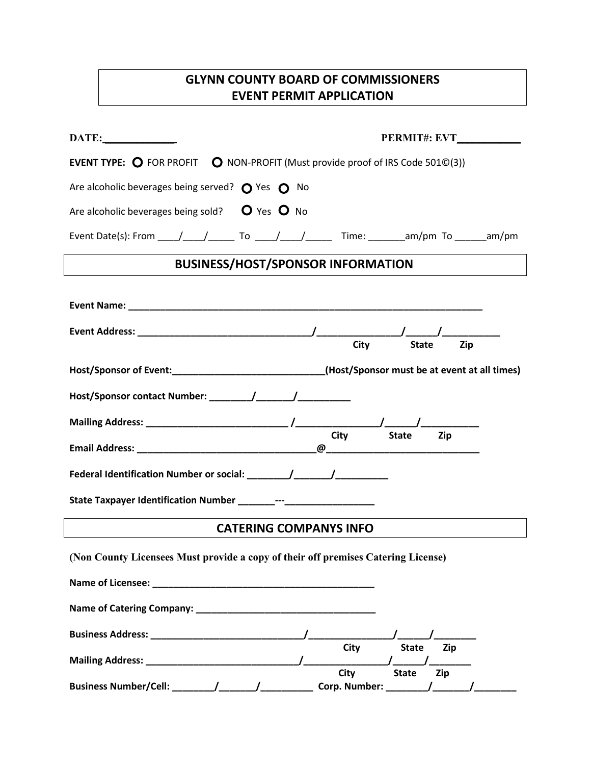# GLYNN COUNTY BOARD OF COMMISSIONERS
# EVENT PERMIT APPLICATION

**DATE:**\_\_\_\_\_\_\_\_\_\_\_\_\_ **PERMIT#: EVT**\_\_\_\_\_\_\_\_\_\_\_

**EVENT TYPE:** ○ FOR PROFIT ○ NON-PROFIT (Must provide proof of IRS Code 501©(3))

Are alcoholic beverages being served? ○ Yes ○ No

Are alcoholic beverages being sold? ○ Yes ○ No

Event Date(s): From \_\_\_\_/\_\_\_\_/\_\_\_\_\_ To \_\_\_\_/\_\_\_\_/\_\_\_\_\_ Time: \_\_\_\_\_\_\_am/pm To \_\_\_\_\_\_am/pm

## BUSINESS/HOST/SPONSOR INFORMATION

**Event Name:** \_\_\_\_\_\_\_\_\_\_\_\_\_\_\_\_\_\_\_\_\_\_\_\_\_\_\_\_\_\_\_\_\_\_\_\_\_\_\_\_\_\_\_\_\_\_\_\_\_\_\_\_\_\_\_\_\_\_\_\_\_\_\_\_\_\_\_\_

**Event Address:** \_\_\_\_\_\_\_\_\_\_\_\_\_\_\_\_\_\_\_\_\_\_\_\_\_\_\_\_\_\_\_\_\_\_/\_\_\_\_\_\_\_\_\_\_\_\_\_\_\_\_/\_\_\_\_\_\_/\_\_\_\_\_\_\_\_\_\_\_
**City State Zip**

**Host/Sponsor of Event:**\_\_\_\_\_\_\_\_\_\_\_\_\_\_\_\_\_\_\_\_\_\_\_\_\_\_\_\_\_\_**(Host/Sponsor must be at event at all times)**

**Host/Sponsor contact Number:** \_\_\_\_\_\_\_\_/\_\_\_\_\_\_\_/\_\_\_\_\_\_\_\_\_\_

**Mailing Address:** \_\_\_\_\_\_\_\_\_\_\_\_\_\_\_\_\_\_\_\_\_\_\_\_\_\_\_\_ /\_\_\_\_\_\_\_\_\_\_\_\_\_\_\_\_/\_\_\_\_\_\_/\_\_\_\_\_\_\_\_\_\_\_
**City State Zip**

**Email Address:** \_\_\_\_\_\_\_\_\_\_\_\_\_\_\_\_\_\_\_\_\_\_\_\_\_\_\_\_\_\_\_\_\_\_\_@\_\_\_\_\_\_\_\_\_\_\_\_\_\_\_\_\_\_\_\_\_\_\_\_\_\_\_\_\_\_

**Federal Identification Number or social:** \_\_\_\_\_\_\_\_/\_\_\_\_\_\_\_/\_\_\_\_\_\_\_\_\_\_

**State Taxpayer Identification Number** \_\_\_\_\_\_\_---\_\_\_\_\_\_\_\_\_\_\_\_\_\_\_\_\_

## CATERING COMPANYS INFO

**(Non County Licensees Must provide a copy of their off premises Catering License)**

**Name of Licensee:** \_\_\_\_\_\_\_\_\_\_\_\_\_\_\_\_\_\_\_\_\_\_\_\_\_\_\_\_\_\_\_\_\_\_\_\_\_\_\_\_\_\_\_\_\_

**Name of Catering Company:** \_\_\_\_\_\_\_\_\_\_\_\_\_\_\_\_\_\_\_\_\_\_\_\_\_\_\_\_\_\_\_\_\_\_\_\_

**Business Address:** \_\_\_\_\_\_\_\_\_\_\_\_\_\_\_\_\_\_\_\_\_\_\_\_\_\_\_\_\_\_\_/\_\_\_\_\_\_\_\_\_\_\_\_\_\_\_\_\_/\_\_\_\_\_\_/\_\_\_\_\_\_\_\_
**City State Zip**

**Mailing Address:** \_\_\_\_\_\_\_\_\_\_\_\_\_\_\_\_\_\_\_\_\_\_\_\_\_\_\_\_\_\_\_/\_\_\_\_\_\_\_\_\_\_\_\_\_\_\_\_\_/\_\_\_\_\_\_/\_\_\_\_\_\_\_\_
**City State Zip**

**Business Number/Cell:** \_\_\_\_\_\_\_\_/\_\_\_\_\_\_\_/\_\_\_\_\_\_\_\_\_\_ **Corp. Number:** \_\_\_\_\_\_\_\_/\_\_\_\_\_\_\_/\_\_\_\_\_\_\_\_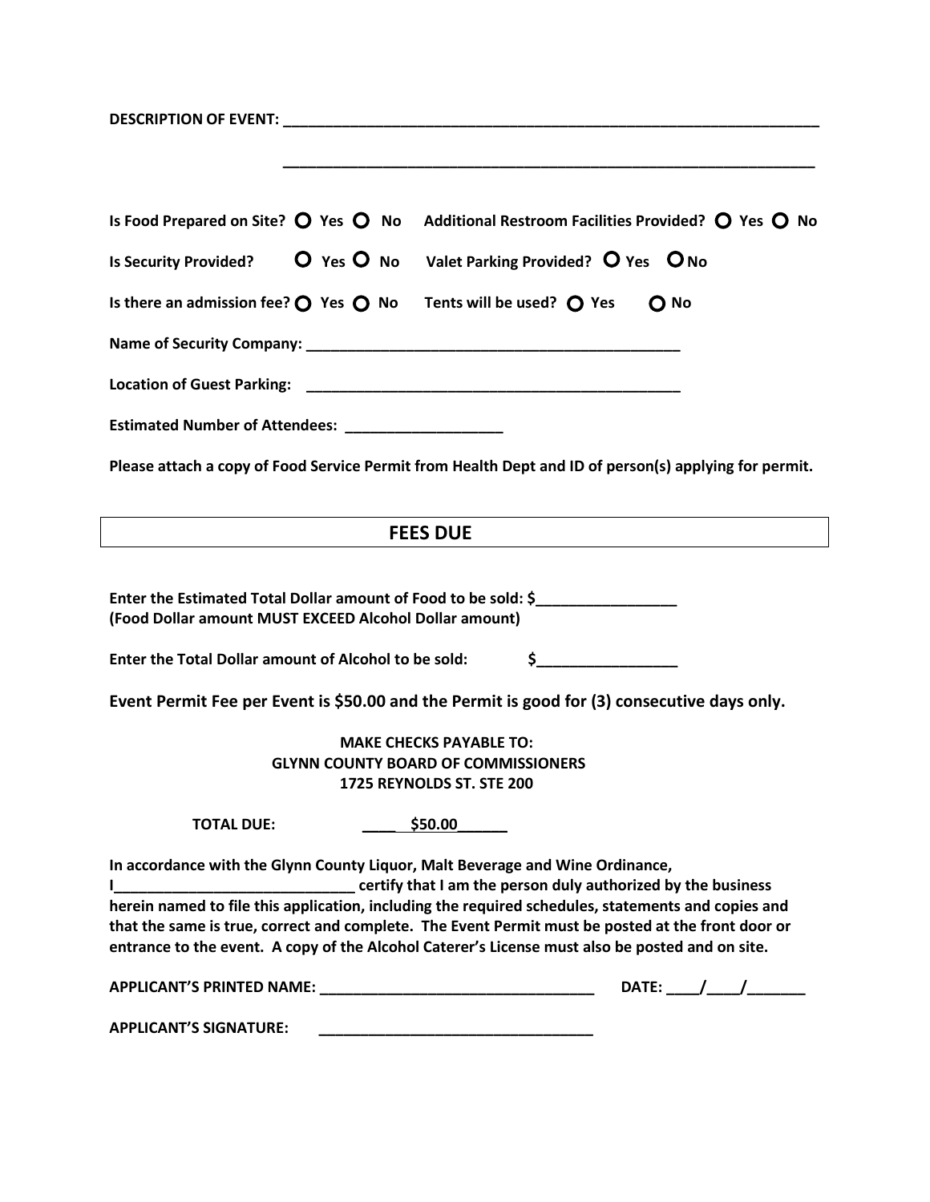**DESCRIPTION OF EVENT:** ___________________________________________________________________

___________________________________________________________________

**Is Food Prepared on Site?** O Yes O No **Additional Restroom Facilities Provided?** O Yes O No

**Is Security Provided?** O Yes O No **Valet Parking Provided?** O Yes O No

**Is there an admission fee?** O Yes O No **Tents will be used?** O Yes O No

**Name of Security Company:** ______________________________________________

**Location of Guest Parking:** ______________________________________________

**Estimated Number of Attendees:** ___________________

**Please attach a copy of Food Service Permit from Health Dept and ID of person(s) applying for permit.**

## FEES DUE

**Enter the Estimated Total Dollar amount of Food to be sold: $_________________**
**(Food Dollar amount MUST EXCEED Alcohol Dollar amount)**

**Enter the Total Dollar amount of Alcohol to be sold: $_________________**

**Event Permit Fee per Event is $50.00 and the Permit is good for (3) consecutive days only.**

**MAKE CHECKS PAYABLE TO:**
**GLYNN COUNTY BOARD OF COMMISSIONERS**
**1725 REYNOLDS ST. STE 200**

**TOTAL DUE:** ____ $50.00______

**In accordance with the Glynn County Liquor, Malt Beverage and Wine Ordinance, I_____________________________ certify that I am the person duly authorized by the business herein named to file this application, including the required schedules, statements and copies and that the same is true, correct and complete. The Event Permit must be posted at the front door or entrance to the event. A copy of the Alcohol Caterer's License must also be posted and on site.**

**APPLICANT'S PRINTED NAME:** _________________________________ **DATE:** ____/____/_______

**APPLICANT'S SIGNATURE:** _________________________________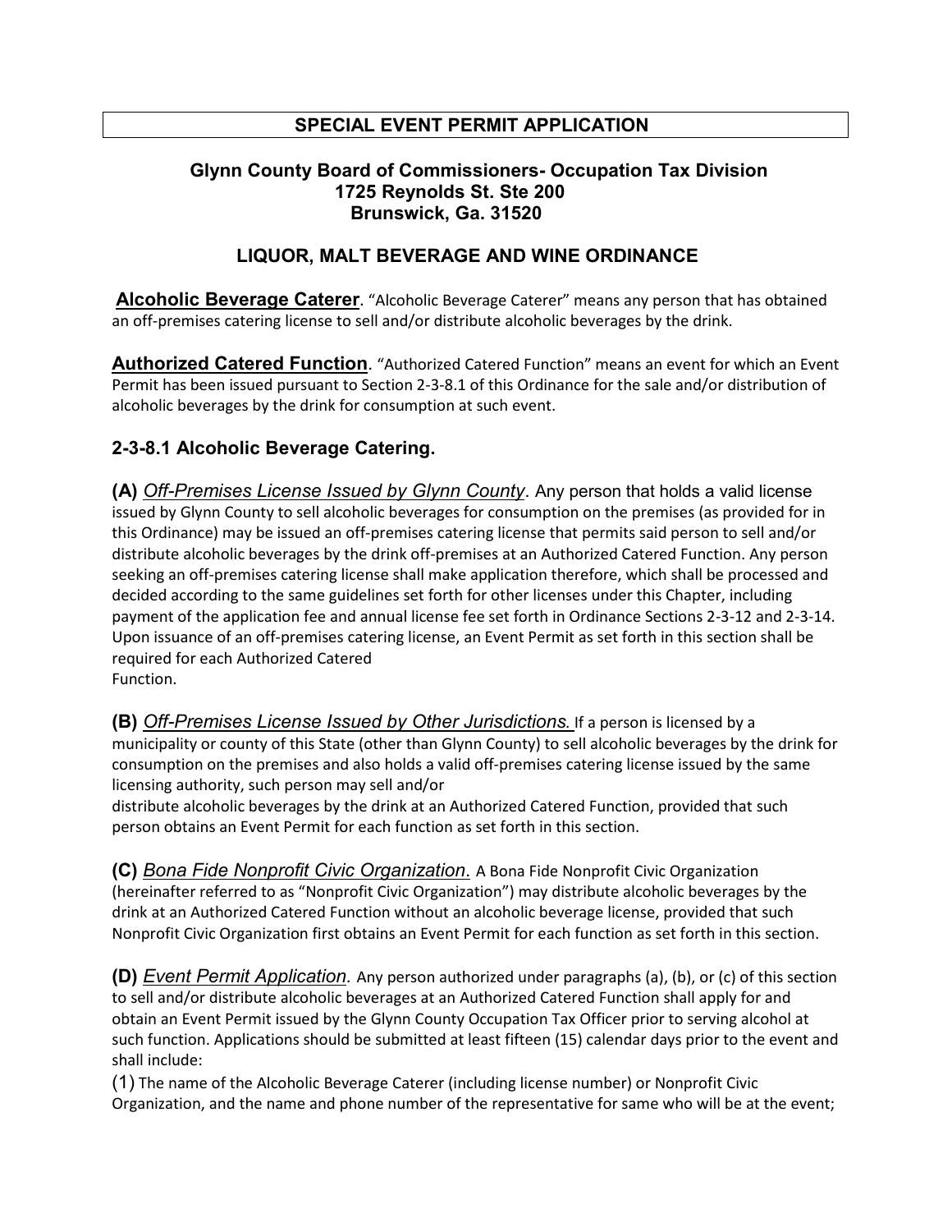# SPECIAL EVENT PERMIT APPLICATION

**Glynn County Board of Commissioners- Occupation Tax Division**
**1725 Reynolds St. Ste 200**
**Brunswick, Ga. 31520**

## LIQUOR, MALT BEVERAGE AND WINE ORDINANCE

**Alcoholic Beverage Caterer**. "Alcoholic Beverage Caterer" means any person that has obtained an off-premises catering license to sell and/or distribute alcoholic beverages by the drink.

**Authorized Catered Function**. "Authorized Catered Function" means an event for which an Event Permit has been issued pursuant to Section 2-3-8.1 of this Ordinance for the sale and/or distribution of alcoholic beverages by the drink for consumption at such event.

### 2-3-8.1 Alcoholic Beverage Catering.

**(A)** *Off-Premises License Issued by Glynn County*. Any person that holds a valid license issued by Glynn County to sell alcoholic beverages for consumption on the premises (as provided for in this Ordinance) may be issued an off-premises catering license that permits said person to sell and/or distribute alcoholic beverages by the drink off-premises at an Authorized Catered Function. Any person seeking an off-premises catering license shall make application therefore, which shall be processed and decided according to the same guidelines set forth for other licenses under this Chapter, including payment of the application fee and annual license fee set forth in Ordinance Sections 2-3-12 and 2-3-14. Upon issuance of an off-premises catering license, an Event Permit as set forth in this section shall be required for each Authorized Catered Function.

**(B)** *Off-Premises License Issued by Other Jurisdictions.* If a person is licensed by a municipality or county of this State (other than Glynn County) to sell alcoholic beverages by the drink for consumption on the premises and also holds a valid off-premises catering license issued by the same licensing authority, such person may sell and/or distribute alcoholic beverages by the drink at an Authorized Catered Function, provided that such person obtains an Event Permit for each function as set forth in this section.

**(C)** *Bona Fide Nonprofit Civic Organization*. A Bona Fide Nonprofit Civic Organization (hereinafter referred to as "Nonprofit Civic Organization") may distribute alcoholic beverages by the drink at an Authorized Catered Function without an alcoholic beverage license, provided that such Nonprofit Civic Organization first obtains an Event Permit for each function as set forth in this section.

**(D)** *Event Permit Application.* Any person authorized under paragraphs (a), (b), or (c) of this section to sell and/or distribute alcoholic beverages at an Authorized Catered Function shall apply for and obtain an Event Permit issued by the Glynn County Occupation Tax Officer prior to serving alcohol at such function. Applications should be submitted at least fifteen (15) calendar days prior to the event and shall include:

(1) The name of the Alcoholic Beverage Caterer (including license number) or Nonprofit Civic Organization, and the name and phone number of the representative for same who will be at the event;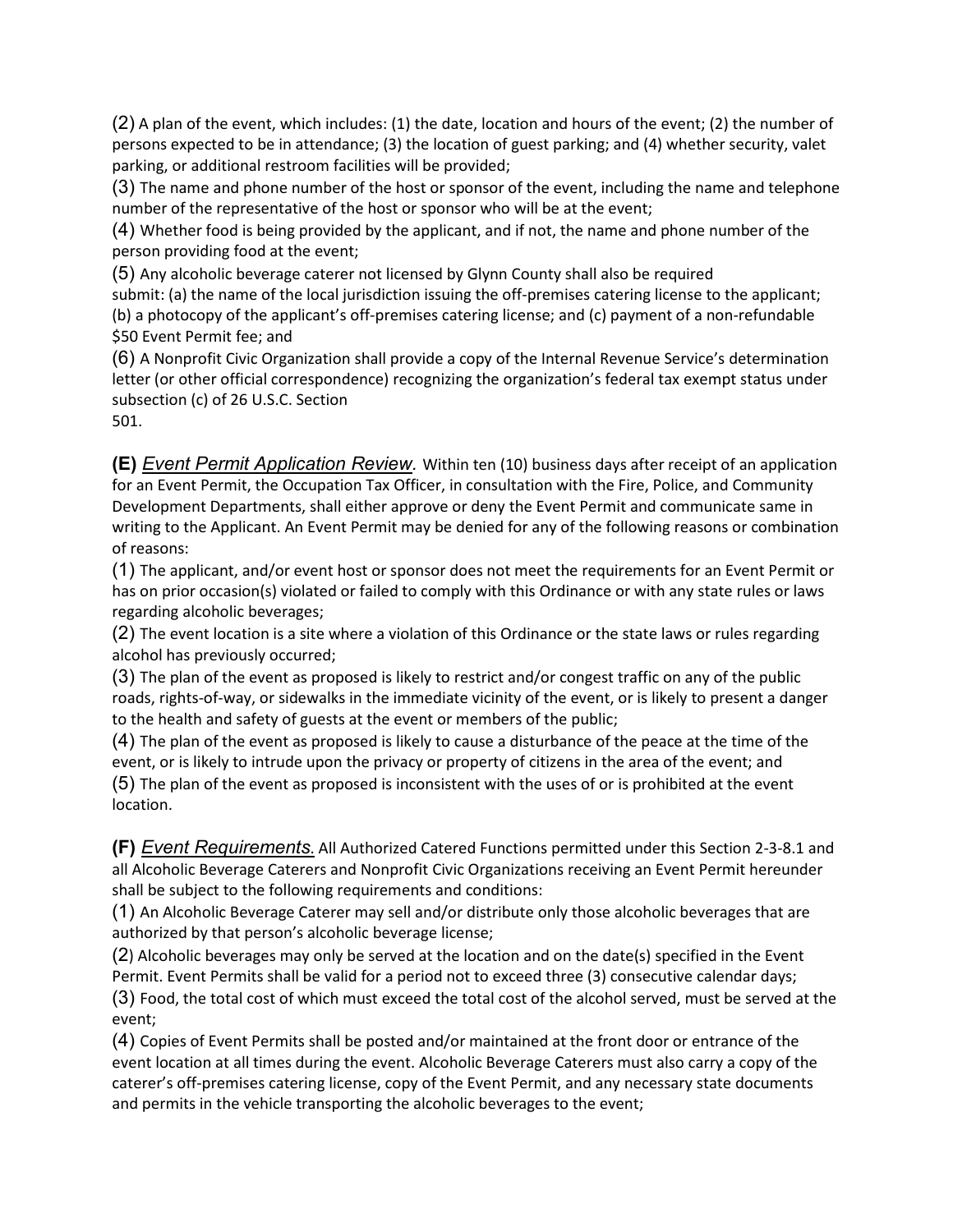(2) A plan of the event, which includes: (1) the date, location and hours of the event; (2) the number of persons expected to be in attendance; (3) the location of guest parking; and (4) whether security, valet parking, or additional restroom facilities will be provided;

(3) The name and phone number of the host or sponsor of the event, including the name and telephone number of the representative of the host or sponsor who will be at the event;

(4) Whether food is being provided by the applicant, and if not, the name and phone number of the person providing food at the event;

(5) Any alcoholic beverage caterer not licensed by Glynn County shall also be required submit: (a) the name of the local jurisdiction issuing the off-premises catering license to the applicant; (b) a photocopy of the applicant's off-premises catering license; and (c) payment of a non-refundable $50 Event Permit fee; and

(6) A Nonprofit Civic Organization shall provide a copy of the Internal Revenue Service's determination letter (or other official correspondence) recognizing the organization's federal tax exempt status under subsection (c) of 26 U.S.C. Section 501.

**(E)** *Event Permit Application Review.* Within ten (10) business days after receipt of an application for an Event Permit, the Occupation Tax Officer, in consultation with the Fire, Police, and Community Development Departments, shall either approve or deny the Event Permit and communicate same in writing to the Applicant. An Event Permit may be denied for any of the following reasons or combination of reasons:

(1) The applicant, and/or event host or sponsor does not meet the requirements for an Event Permit or has on prior occasion(s) violated or failed to comply with this Ordinance or with any state rules or laws regarding alcoholic beverages;

(2) The event location is a site where a violation of this Ordinance or the state laws or rules regarding alcohol has previously occurred;

(3) The plan of the event as proposed is likely to restrict and/or congest traffic on any of the public roads, rights-of-way, or sidewalks in the immediate vicinity of the event, or is likely to present a danger to the health and safety of guests at the event or members of the public;

(4) The plan of the event as proposed is likely to cause a disturbance of the peace at the time of the event, or is likely to intrude upon the privacy or property of citizens in the area of the event; and

(5) The plan of the event as proposed is inconsistent with the uses of or is prohibited at the event location.

**(F)** *Event Requirements.* All Authorized Catered Functions permitted under this Section 2-3-8.1 and all Alcoholic Beverage Caterers and Nonprofit Civic Organizations receiving an Event Permit hereunder shall be subject to the following requirements and conditions:

(1) An Alcoholic Beverage Caterer may sell and/or distribute only those alcoholic beverages that are authorized by that person's alcoholic beverage license;

(2) Alcoholic beverages may only be served at the location and on the date(s) specified in the Event Permit. Event Permits shall be valid for a period not to exceed three (3) consecutive calendar days;

(3) Food, the total cost of which must exceed the total cost of the alcohol served, must be served at the event;

(4) Copies of Event Permits shall be posted and/or maintained at the front door or entrance of the event location at all times during the event. Alcoholic Beverage Caterers must also carry a copy of the caterer's off-premises catering license, copy of the Event Permit, and any necessary state documents and permits in the vehicle transporting the alcoholic beverages to the event;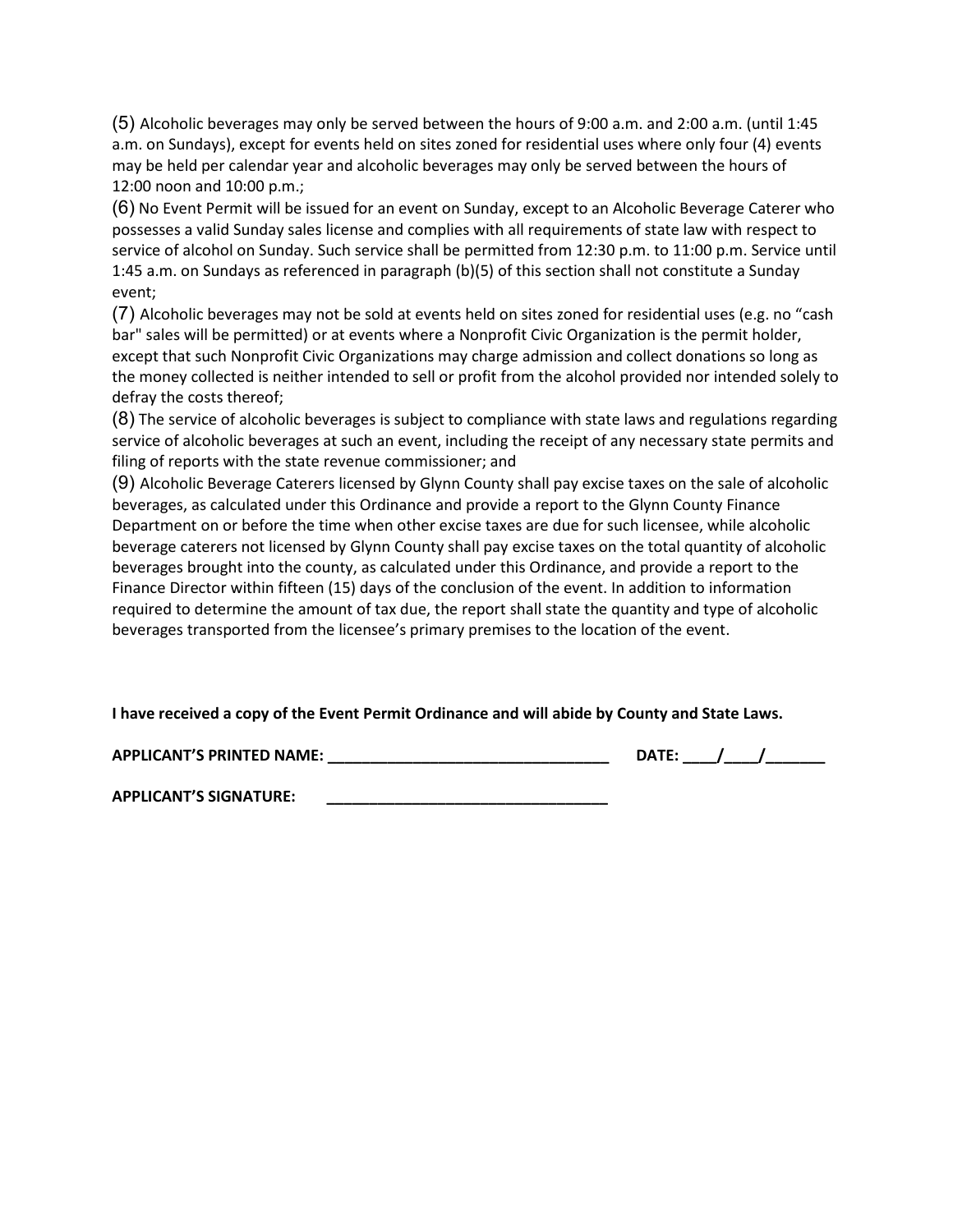(5) Alcoholic beverages may only be served between the hours of 9:00 a.m. and 2:00 a.m. (until 1:45 a.m. on Sundays), except for events held on sites zoned for residential uses where only four (4) events may be held per calendar year and alcoholic beverages may only be served between the hours of 12:00 noon and 10:00 p.m.;

(6) No Event Permit will be issued for an event on Sunday, except to an Alcoholic Beverage Caterer who possesses a valid Sunday sales license and complies with all requirements of state law with respect to service of alcohol on Sunday. Such service shall be permitted from 12:30 p.m. to 11:00 p.m. Service until 1:45 a.m. on Sundays as referenced in paragraph (b)(5) of this section shall not constitute a Sunday event;

(7) Alcoholic beverages may not be sold at events held on sites zoned for residential uses (e.g. no "cash bar" sales will be permitted) or at events where a Nonprofit Civic Organization is the permit holder, except that such Nonprofit Civic Organizations may charge admission and collect donations so long as the money collected is neither intended to sell or profit from the alcohol provided nor intended solely to defray the costs thereof;

(8) The service of alcoholic beverages is subject to compliance with state laws and regulations regarding service of alcoholic beverages at such an event, including the receipt of any necessary state permits and filing of reports with the state revenue commissioner; and

(9) Alcoholic Beverage Caterers licensed by Glynn County shall pay excise taxes on the sale of alcoholic beverages, as calculated under this Ordinance and provide a report to the Glynn County Finance Department on or before the time when other excise taxes are due for such licensee, while alcoholic beverage caterers not licensed by Glynn County shall pay excise taxes on the total quantity of alcoholic beverages brought into the county, as calculated under this Ordinance, and provide a report to the Finance Director within fifteen (15) days of the conclusion of the event. In addition to information required to determine the amount of tax due, the report shall state the quantity and type of alcoholic beverages transported from the licensee's primary premises to the location of the event.

**I have received a copy of the Event Permit Ordinance and will abide by County and State Laws.**

**APPLICANT'S PRINTED NAME: _________________________________ DATE: ____/____/_______**

**APPLICANT'S SIGNATURE: _________________________________**